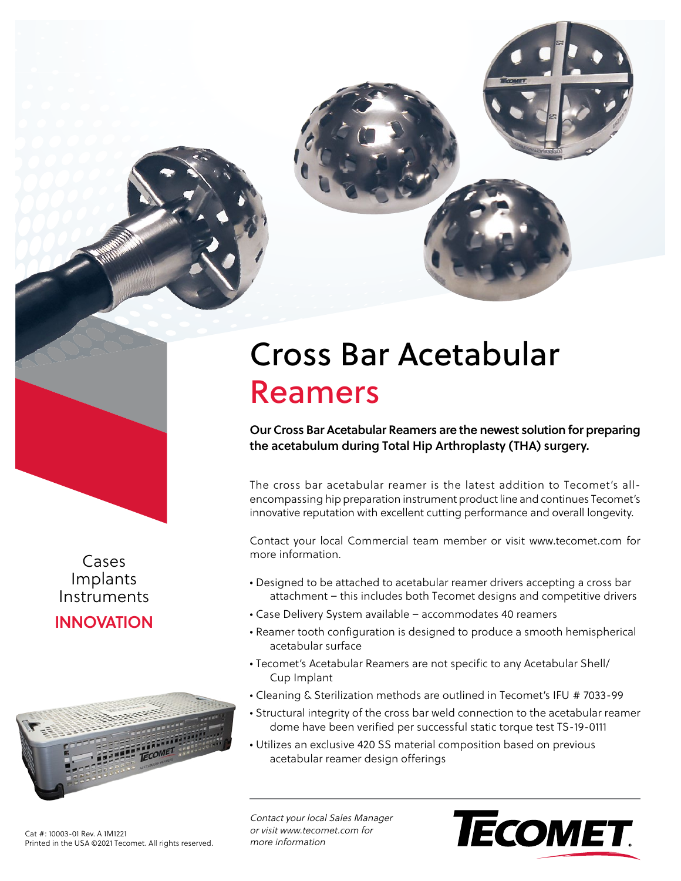# Cross Bar Acetabular Reamers

**Our Cross Bar Acetabular Reamers are the newest solution for preparing the acetabulum during Total Hip Arthroplasty (THA) surgery.**

The cross bar acetabular reamer is the latest addition to Tecomet's all-encompassing hip preparation instrument product line and continues Tecomet's innovative reputation with excellent cutting performance and overall longevity.

Contact your local Commercial team member or visit www.tecomet.com for more information.

- Designed to be attached to acetabular reamer drivers accepting a cross bar attachment – this includes both Tecomet designs and competitive drivers
- Case Delivery System available – accommodates 40 reamers
- Reamer tooth configuration is designed to produce a smooth hemispherical acetabular surface
- Tecomet's Acetabular Reamers are not specific to any Acetabular Shell/ Cup Implant
- Cleaning & Sterilization methods are outlined in Tecomet's IFU # 7033-99
- Structural integrity of the cross bar weld connection to the acetabular reamer dome have been verified per successful static torque test TS-19-0111
- Utilizes an exclusive 420 SS material composition based on previous acetabular reamer design offerings

Cases
Implants
Instruments
**INNOVATION**

*Contact your local Sales Manager or visit www.tecomet.com for more information*

**TECOMET**

Cat #: 10003-01 Rev. A 1M1221
Printed in the USA ©2021 Tecomet. All rights reserved.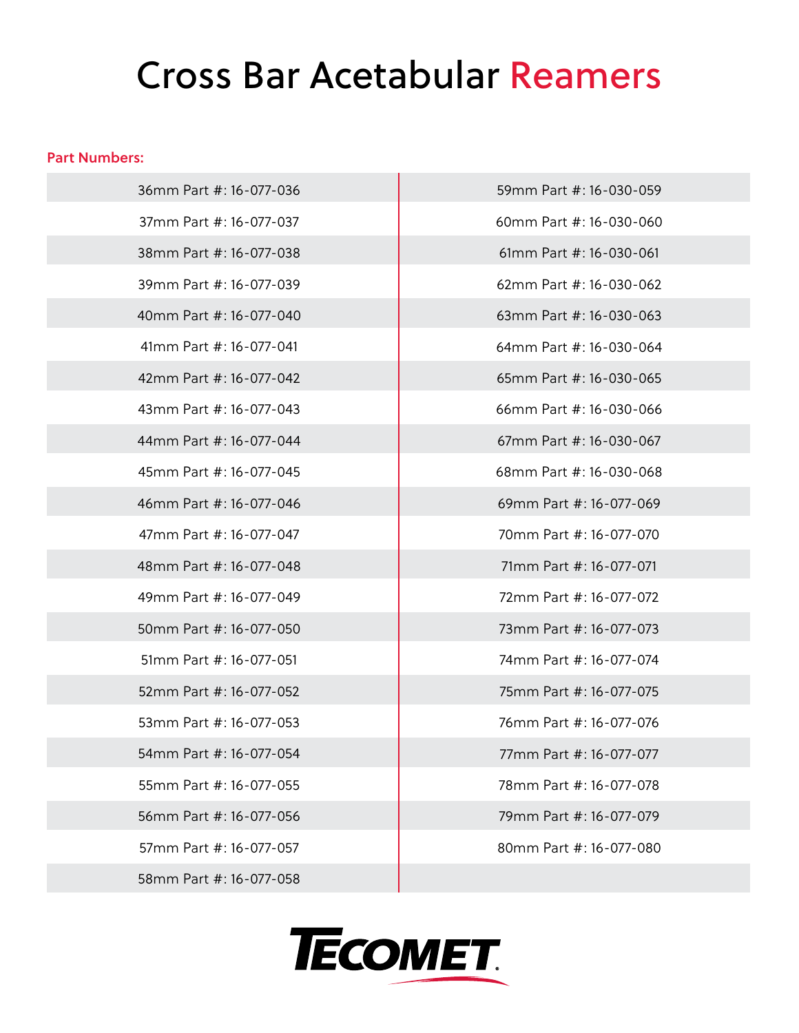# Cross Bar Acetabular Reamers

**Part Numbers:**

| | |
|---|---|
| 36mm Part #: 16-077-036 | 59mm Part #: 16-030-059 |
| 37mm Part #: 16-077-037 | 60mm Part #: 16-030-060 |
| 38mm Part #: 16-077-038 | 61mm Part #: 16-030-061 |
| 39mm Part #: 16-077-039 | 62mm Part #: 16-030-062 |
| 40mm Part #: 16-077-040 | 63mm Part #: 16-030-063 |
| 41mm Part #: 16-077-041 | 64mm Part #: 16-030-064 |
| 42mm Part #: 16-077-042 | 65mm Part #: 16-030-065 |
| 43mm Part #: 16-077-043 | 66mm Part #: 16-030-066 |
| 44mm Part #: 16-077-044 | 67mm Part #: 16-030-067 |
| 45mm Part #: 16-077-045 | 68mm Part #: 16-030-068 |
| 46mm Part #: 16-077-046 | 69mm Part #: 16-077-069 |
| 47mm Part #: 16-077-047 | 70mm Part #: 16-077-070 |
| 48mm Part #: 16-077-048 | 71mm Part #: 16-077-071 |
| 49mm Part #: 16-077-049 | 72mm Part #: 16-077-072 |
| 50mm Part #: 16-077-050 | 73mm Part #: 16-077-073 |
| 51mm Part #: 16-077-051 | 74mm Part #: 16-077-074 |
| 52mm Part #: 16-077-052 | 75mm Part #: 16-077-075 |
| 53mm Part #: 16-077-053 | 76mm Part #: 16-077-076 |
| 54mm Part #: 16-077-054 | 77mm Part #: 16-077-077 |
| 55mm Part #: 16-077-055 | 78mm Part #: 16-077-078 |
| 56mm Part #: 16-077-056 | 79mm Part #: 16-077-079 |
| 57mm Part #: 16-077-057 | 80mm Part #: 16-077-080 |
| 58mm Part #: 16-077-058 | |

TECOMET